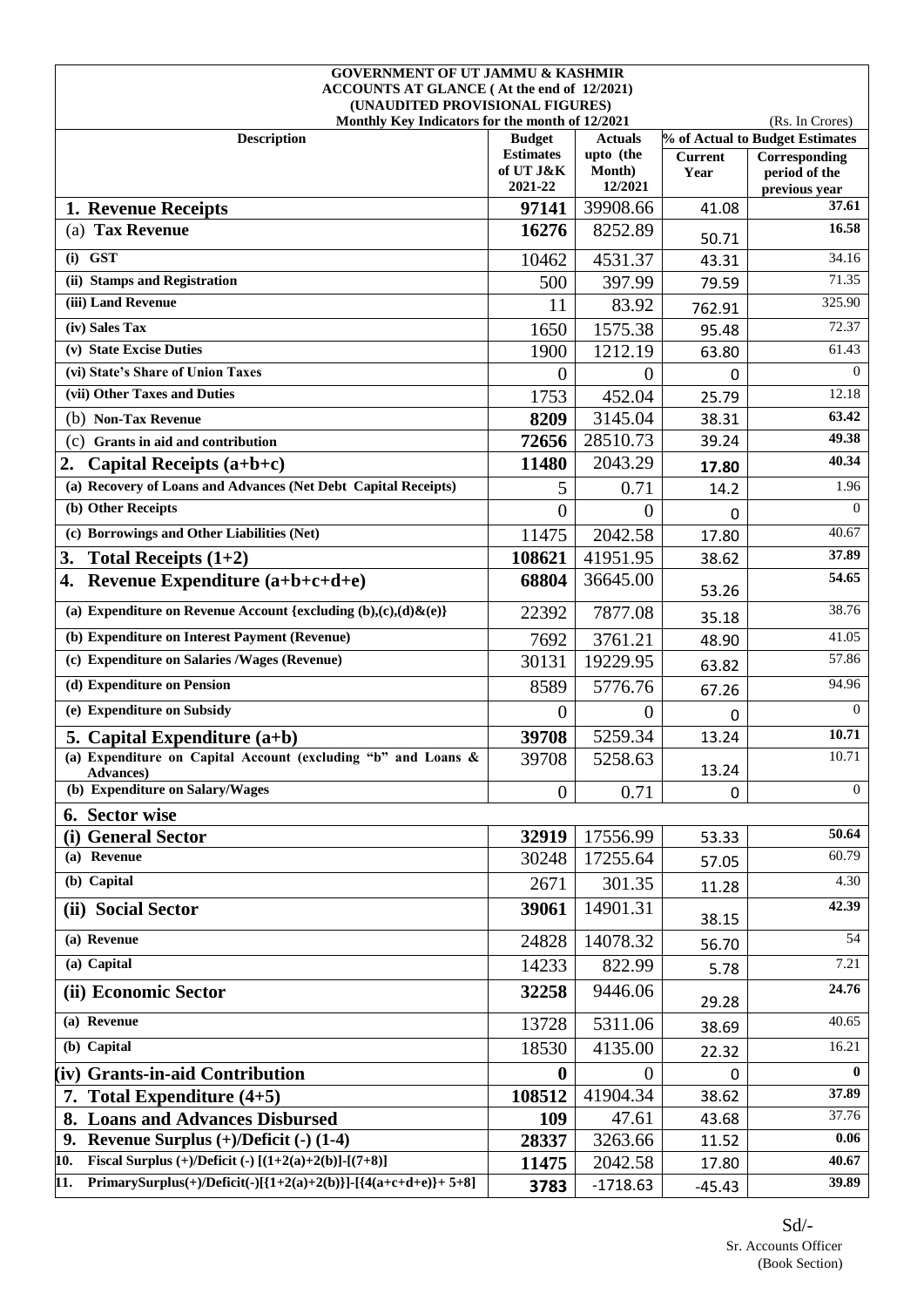**GOVERNMENT OF UT JAMMU & KASHMIR**
**ACCOUNTS AT GLANCE ( At the end of 12/2021)**
**(UNAUDITED PROVISIONAL FIGURES)**
**Monthly Key Indicators for the month of 12/2021**

(Rs. In Crores)

| Description | Budget Estimates of UT J&K 2021-22 | Actuals upto (the Month) 12/2021 | % of Actual to Budget Estimates | |
|---|---|---|---|---|
| | | | Current Year | Corresponding period of the previous year |
| **1. Revenue Receipts** | **97141** | 39908.66 | 41.08 | **37.61** |
| (a) **Tax Revenue** | **16276** | 8252.89 | 50.71 | **16.58** |
| **(i) GST** | 10462 | 4531.37 | 43.31 | 34.16 |
| **(ii) Stamps and Registration** | 500 | 397.99 | 79.59 | 71.35 |
| **(iii) Land Revenue** | 11 | 83.92 | 762.91 | 325.90 |
| **(iv) Sales Tax** | 1650 | 1575.38 | 95.48 | 72.37 |
| **(v) State Excise Duties** | 1900 | 1212.19 | 63.80 | 61.43 |
| **(vi) State's Share of Union Taxes** | 0 | 0 | 0 | 0 |
| **(vii) Other Taxes and Duties** | 1753 | 452.04 | 25.79 | 12.18 |
| (b) **Non-Tax Revenue** | **8209** | 3145.04 | 38.31 | **63.42** |
| (c) **Grants in aid and contribution** | **72656** | 28510.73 | 39.24 | **49.38** |
| **2. Capital Receipts (a+b+c)** | **11480** | 2043.29 | **17.80** | **40.34** |
| **(a) Recovery of Loans and Advances (Net Debt Capital Receipts)** | 5 | 0.71 | 14.2 | 1.96 |
| **(b) Other Receipts** | 0 | 0 | 0 | 0 |
| **(c) Borrowings and Other Liabilities (Net)** | 11475 | 2042.58 | 17.80 | 40.67 |
| **3. Total Receipts (1+2)** | **108621** | 41951.95 | 38.62 | **37.89** |
| **4. Revenue Expenditure (a+b+c+d+e)** | **68804** | 36645.00 | 53.26 | **54.65** |
| **(a) Expenditure on Revenue Account {excluding (b),(c),(d)&(e)}** | 22392 | 7877.08 | 35.18 | 38.76 |
| **(b) Expenditure on Interest Payment (Revenue)** | 7692 | 3761.21 | 48.90 | 41.05 |
| **(c) Expenditure on Salaries /Wages (Revenue)** | 30131 | 19229.95 | 63.82 | 57.86 |
| **(d) Expenditure on Pension** | 8589 | 5776.76 | 67.26 | 94.96 |
| **(e) Expenditure on Subsidy** | 0 | 0 | 0 | 0 |
| **5. Capital Expenditure (a+b)** | **39708** | 5259.34 | 13.24 | **10.71** |
| **(a) Expenditure on Capital Account (excluding "b" and Loans & Advances)** | 39708 | 5258.63 | 13.24 | 10.71 |
| **(b) Expenditure on Salary/Wages** | 0 | 0.71 | 0 | 0 |
| **6. Sector wise** | | | | |
| **(i) General Sector** | **32919** | 17556.99 | 53.33 | **50.64** |
| **(a) Revenue** | 30248 | 17255.64 | 57.05 | 60.79 |
| **(b) Capital** | 2671 | 301.35 | 11.28 | 4.30 |
| **(ii) Social Sector** | **39061** | 14901.31 | 38.15 | **42.39** |
| **(a) Revenue** | 24828 | 14078.32 | 56.70 | 54 |
| **(a) Capital** | 14233 | 822.99 | 5.78 | 7.21 |
| **(ii) Economic Sector** | **32258** | 9446.06 | 29.28 | **24.76** |
| **(a) Revenue** | 13728 | 5311.06 | 38.69 | 40.65 |
| **(b) Capital** | 18530 | 4135.00 | 22.32 | 16.21 |
| **(iv) Grants-in-aid Contribution** | **0** | 0 | 0 | **0** |
| **7. Total Expenditure (4+5)** | **108512** | 41904.34 | 38.62 | **37.89** |
| **8. Loans and Advances Disbursed** | **109** | 47.61 | 43.68 | 37.76 |
| **9. Revenue Surplus (+)/Deficit (-) (1-4)** | **28337** | 3263.66 | 11.52 | **0.06** |
| **10. Fiscal Surplus (+)/Deficit (-) [(1+2(a)+2(b)]-[(7+8)]** | **11475** | 2042.58 | 17.80 | **40.67** |
| **11. PrimarySurplus(+)/Deficit(-)[{1+2(a)+2(b)}]-[{4(a+c+d+e)}+ 5+8]** | **3783** | -1718.63 | -45.43 | **39.89** |

Sd/-
Sr. Accounts Officer
(Book Section)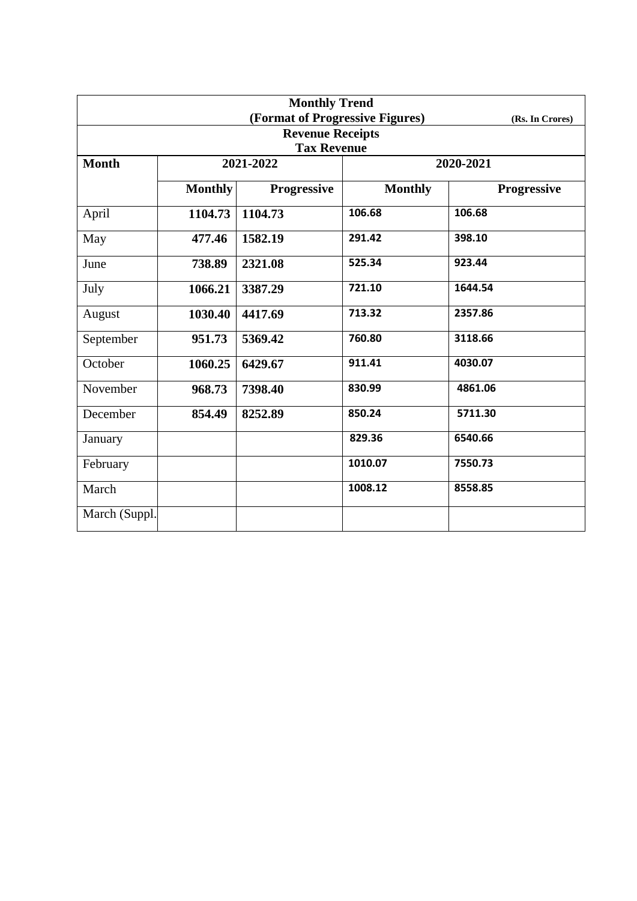**Monthly Trend**

**(Format of Progressive Figures)** **(Rs. In Crores)**

**Revenue Receipts**

**Tax Revenue**

| Month | 2021-2022 | | 2020-2021 | |
|---|---|---|---|---|
| | **Monthly** | **Progressive** | **Monthly** | **Progressive** |
| April | **1104.73** | **1104.73** | 106.68 | 106.68 |
| May | **477.46** | **1582.19** | 291.42 | 398.10 |
| June | **738.89** | **2321.08** | 525.34 | 923.44 |
| July | **1066.21** | **3387.29** | 721.10 | 1644.54 |
| August | **1030.40** | **4417.69** | 713.32 | 2357.86 |
| September | **951.73** | **5369.42** | 760.80 | 3118.66 |
| October | **1060.25** | **6429.67** | 911.41 | 4030.07 |
| November | **968.73** | **7398.40** | 830.99 | 4861.06 |
| December | **854.49** | **8252.89** | 850.24 | 5711.30 |
| January | | | 829.36 | 6540.66 |
| February | | | 1010.07 | 7550.73 |
| March | | | 1008.12 | 8558.85 |
| March (Suppl. | | | | |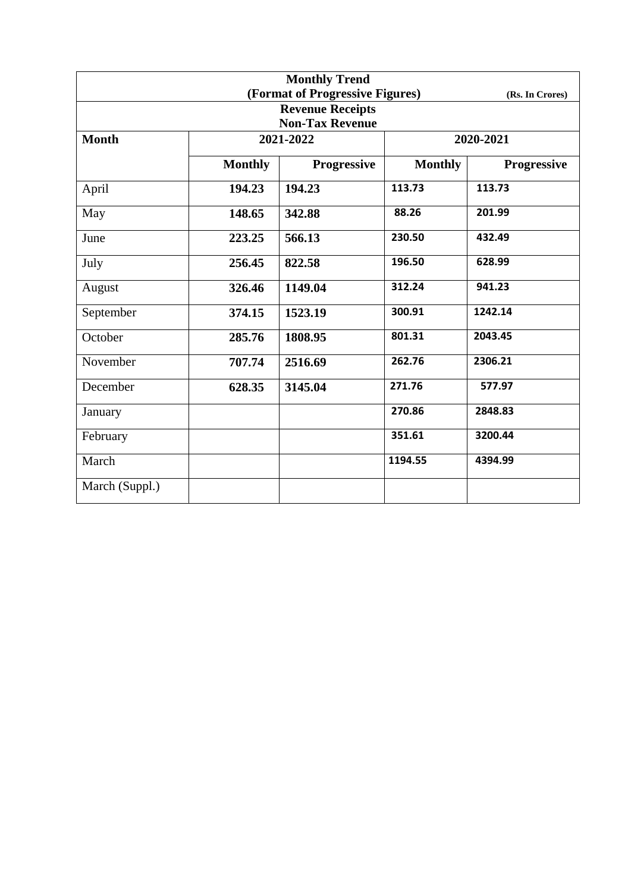| Monthly Trend (Format of Progressive Figures) (Rs. In Crores) | | | | |
|---|---|---|---|---|
| Revenue Receipts Non-Tax Revenue | | | | |
| **Month** | **2021-2022** | | **2020-2021** | |
| | **Monthly** | **Progressive** | **Monthly** | **Progressive** |
| April | **194.23** | **194.23** | **113.73** | **113.73** |
| May | **148.65** | **342.88** | **88.26** | **201.99** |
| June | **223.25** | **566.13** | **230.50** | **432.49** |
| July | **256.45** | **822.58** | **196.50** | **628.99** |
| August | **326.46** | **1149.04** | **312.24** | **941.23** |
| September | **374.15** | **1523.19** | **300.91** | **1242.14** |
| October | **285.76** | **1808.95** | **801.31** | **2043.45** |
| November | **707.74** | **2516.69** | **262.76** | **2306.21** |
| December | **628.35** | **3145.04** | **271.76** | **577.97** |
| January | | | **270.86** | **2848.83** |
| February | | | **351.61** | **3200.44** |
| March | | | **1194.55** | **4394.99** |
| March (Suppl.) | | | | |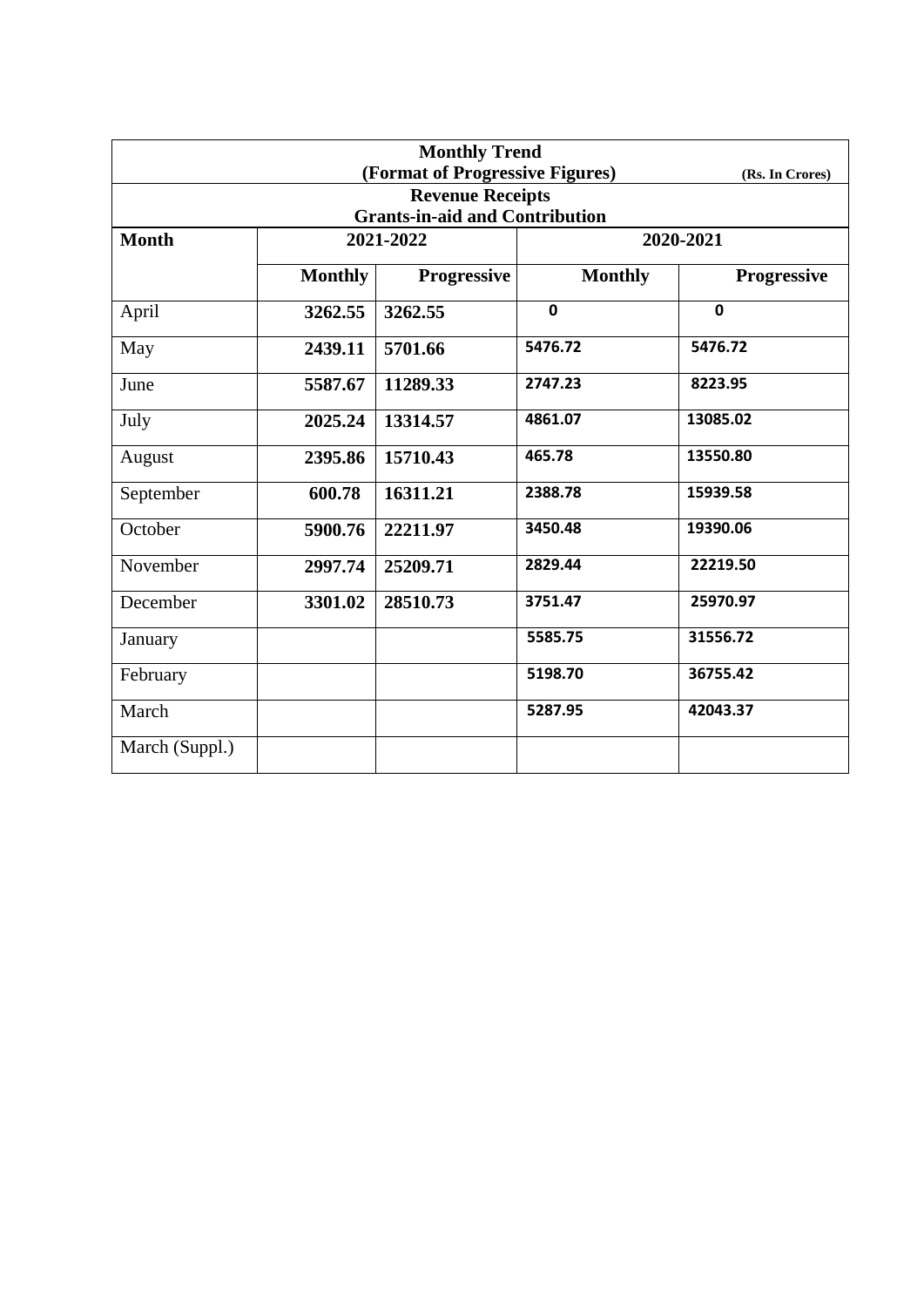**Monthly Trend**
**(Format of Progressive Figures)** **(Rs. In Crores)**

**Revenue Receipts**
**Grants-in-aid and Contribution**

| Month | 2021-2022 | | 2020-2021 | |
|---|---|---|---|---|
| | Monthly | Progressive | Monthly | Progressive |
| April | 3262.55 | 3262.55 | 0 | 0 |
| May | 2439.11 | 5701.66 | 5476.72 | 5476.72 |
| June | 5587.67 | 11289.33 | 2747.23 | 8223.95 |
| July | 2025.24 | 13314.57 | 4861.07 | 13085.02 |
| August | 2395.86 | 15710.43 | 465.78 | 13550.80 |
| September | 600.78 | 16311.21 | 2388.78 | 15939.58 |
| October | 5900.76 | 22211.97 | 3450.48 | 19390.06 |
| November | 2997.74 | 25209.71 | 2829.44 | 22219.50 |
| December | 3301.02 | 28510.73 | 3751.47 | 25970.97 |
| January | | | 5585.75 | 31556.72 |
| February | | | 5198.70 | 36755.42 |
| March | | | 5287.95 | 42043.37 |
| March (Suppl.) | | | | |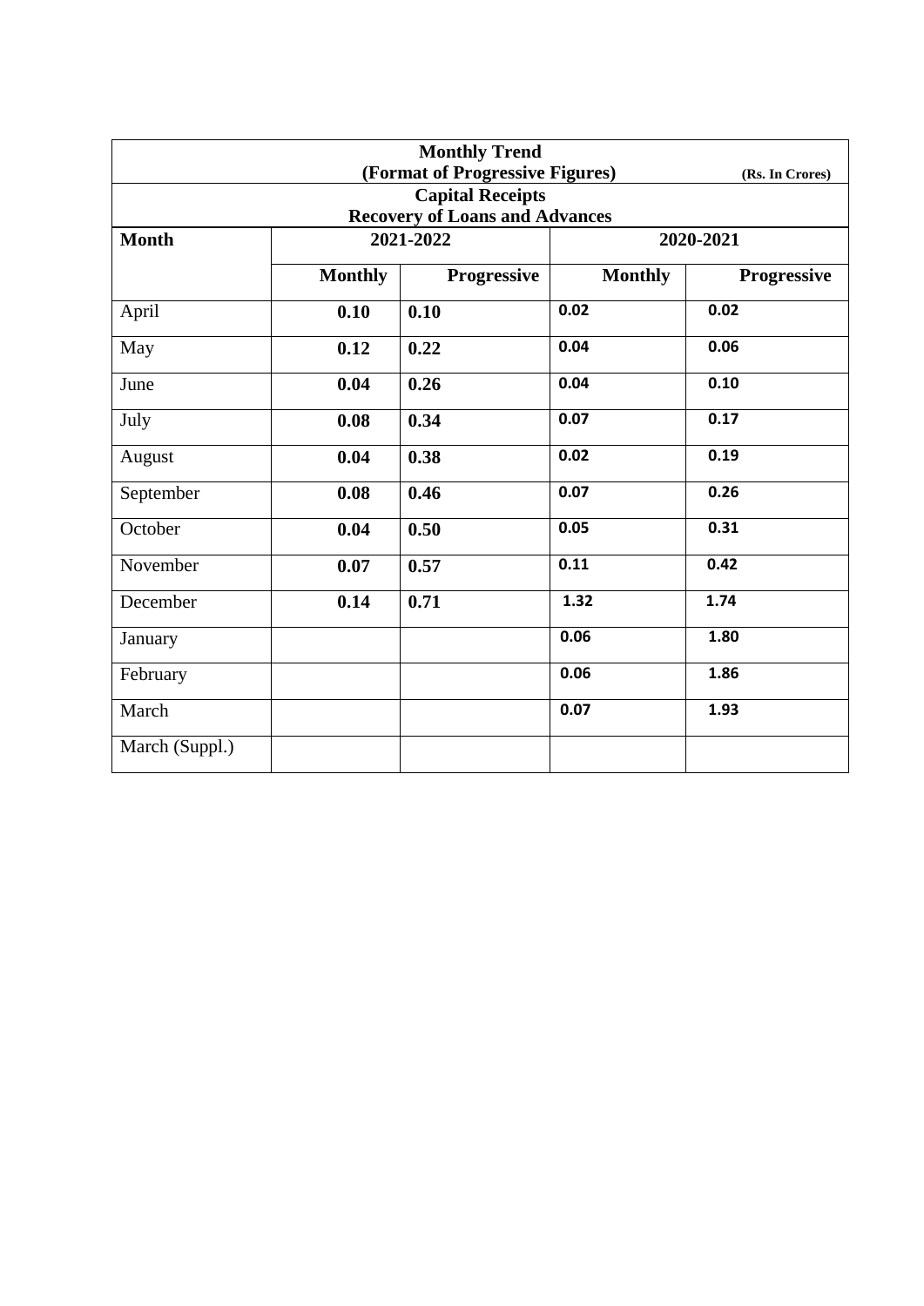| Monthly Trend (Format of Progressive Figures) (Rs. In Crores) | | | | |
|---|---|---|---|---|
| **Capital Receipts Recovery of Loans and Advances** | | | | |
| **Month** | **2021-2022** | | **2020-2021** | |
| | **Monthly** | **Progressive** | **Monthly** | **Progressive** |
| April | **0.10** | **0.10** | **0.02** | **0.02** |
| May | **0.12** | **0.22** | **0.04** | **0.06** |
| June | **0.04** | **0.26** | **0.04** | **0.10** |
| July | **0.08** | **0.34** | **0.07** | **0.17** |
| August | **0.04** | **0.38** | **0.02** | **0.19** |
| September | **0.08** | **0.46** | **0.07** | **0.26** |
| October | **0.04** | **0.50** | **0.05** | **0.31** |
| November | **0.07** | **0.57** | **0.11** | **0.42** |
| December | **0.14** | **0.71** | **1.32** | **1.74** |
| January | | | **0.06** | **1.80** |
| February | | | **0.06** | **1.86** |
| March | | | **0.07** | **1.93** |
| March (Suppl.) | | | | |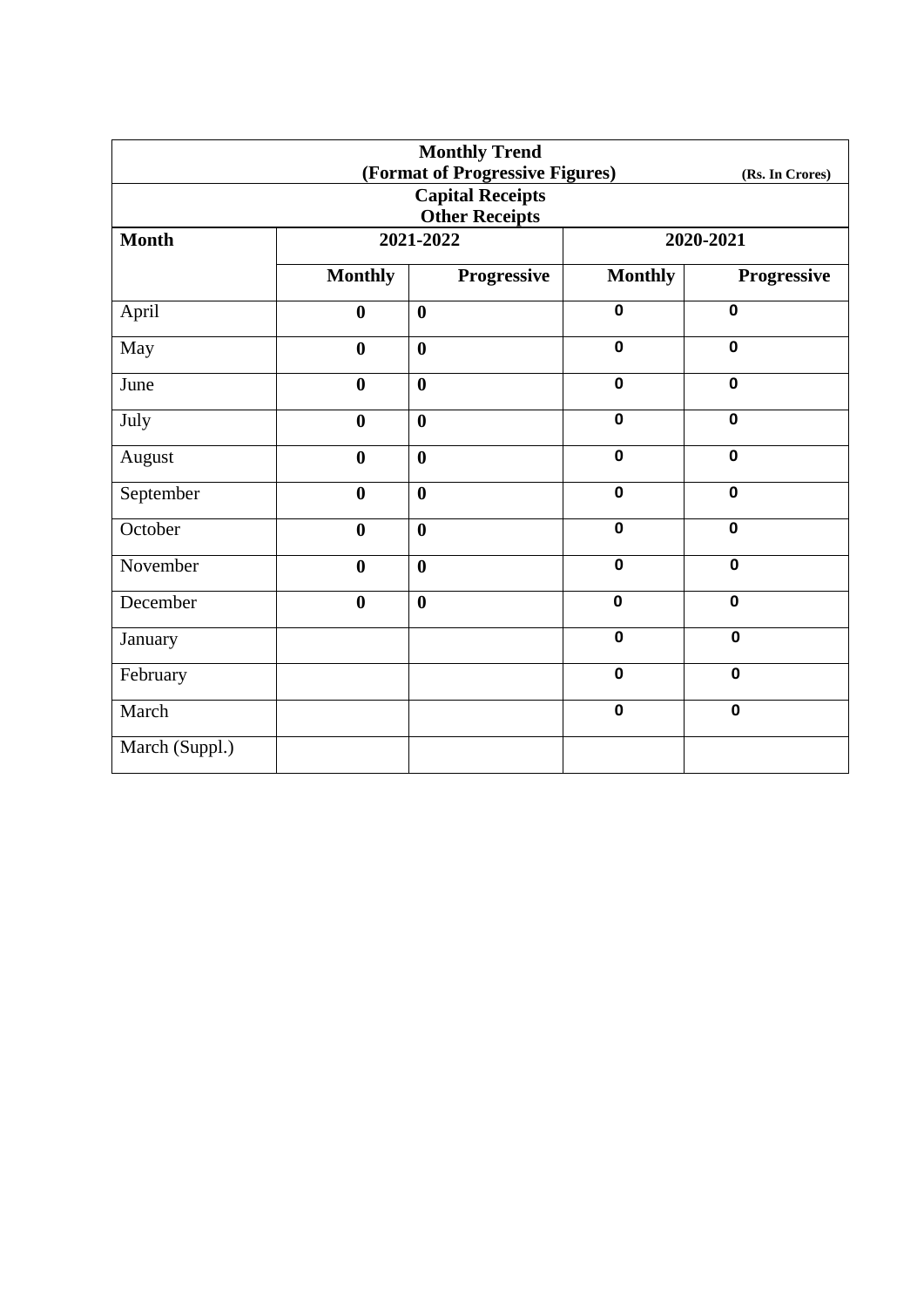| Monthly Trend (Format of Progressive Figures) Capital Receipts Other Receipts (Rs. In Crores) | | | | |
|---|---|---|---|---|
| **Month** | **2021-2022** | | **2020-2021** | |
| | **Monthly** | **Progressive** | **Monthly** | **Progressive** |
| April | **0** | **0** | **0** | **0** |
| May | **0** | **0** | **0** | **0** |
| June | **0** | **0** | **0** | **0** |
| July | **0** | **0** | **0** | **0** |
| August | **0** | **0** | **0** | **0** |
| September | **0** | **0** | **0** | **0** |
| October | **0** | **0** | **0** | **0** |
| November | **0** | **0** | **0** | **0** |
| December | **0** | **0** | **0** | **0** |
| January | | | **0** | **0** |
| February | | | **0** | **0** |
| March | | | **0** | **0** |
| March (Suppl.) | | | | |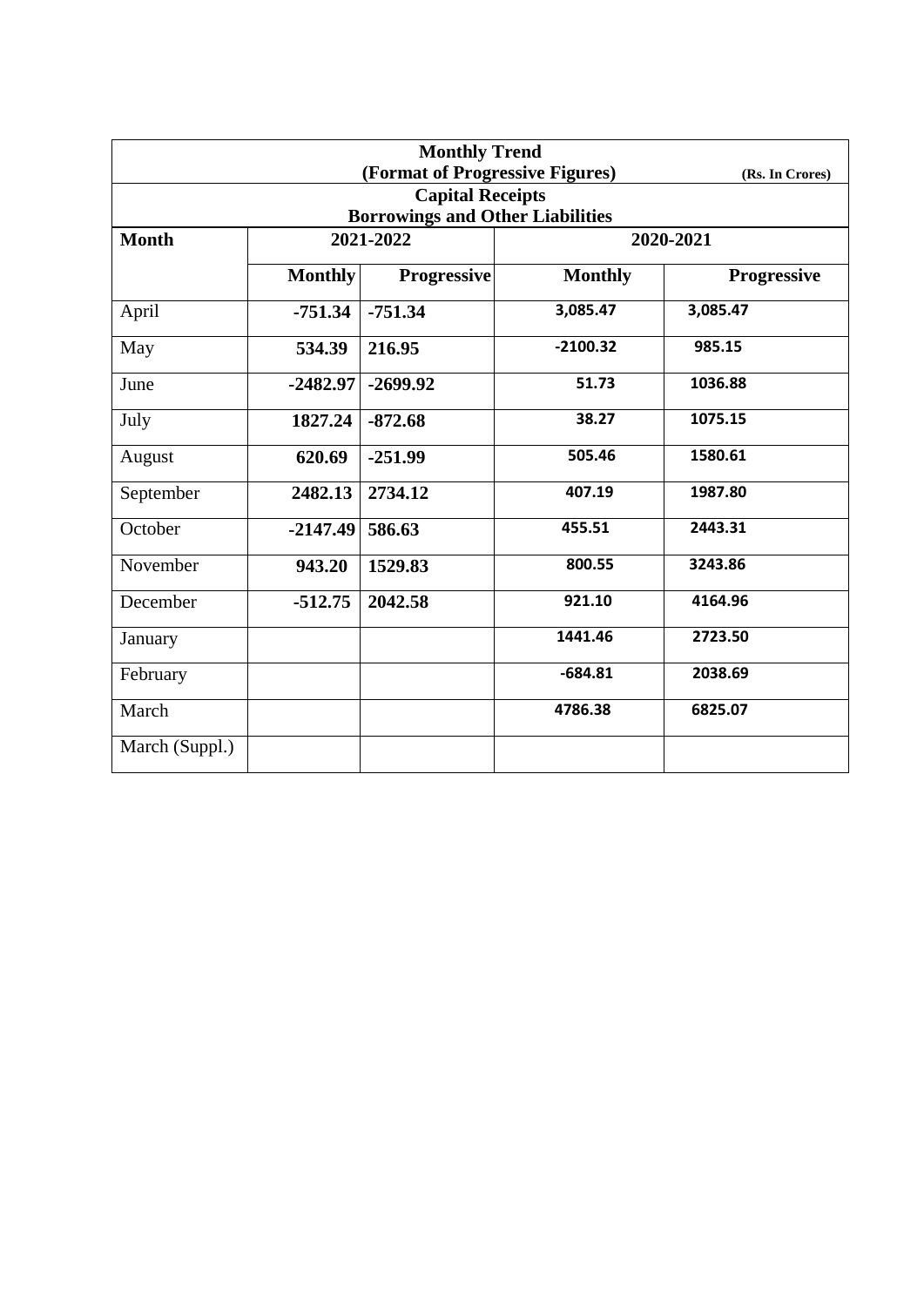**Monthly Trend**
**(Format of Progressive Figures)** **(Rs. In Crores)**

**Capital Receipts**
**Borrowings and Other Liabilities**

| Month | 2021-2022 | | 2020-2021 | |
|---|---|---|---|---|
| | Monthly | Progressive | Monthly | Progressive |
| April | -751.34 | -751.34 | 3,085.47 | 3,085.47 |
| May | 534.39 | 216.95 | -2100.32 | 985.15 |
| June | -2482.97 | -2699.92 | 51.73 | 1036.88 |
| July | 1827.24 | -872.68 | 38.27 | 1075.15 |
| August | 620.69 | -251.99 | 505.46 | 1580.61 |
| September | 2482.13 | 2734.12 | 407.19 | 1987.80 |
| October | -2147.49 | 586.63 | 455.51 | 2443.31 |
| November | 943.20 | 1529.83 | 800.55 | 3243.86 |
| December | -512.75 | 2042.58 | 921.10 | 4164.96 |
| January | | | 1441.46 | 2723.50 |
| February | | | -684.81 | 2038.69 |
| March | | | 4786.38 | 6825.07 |
| March (Suppl.) | | | | |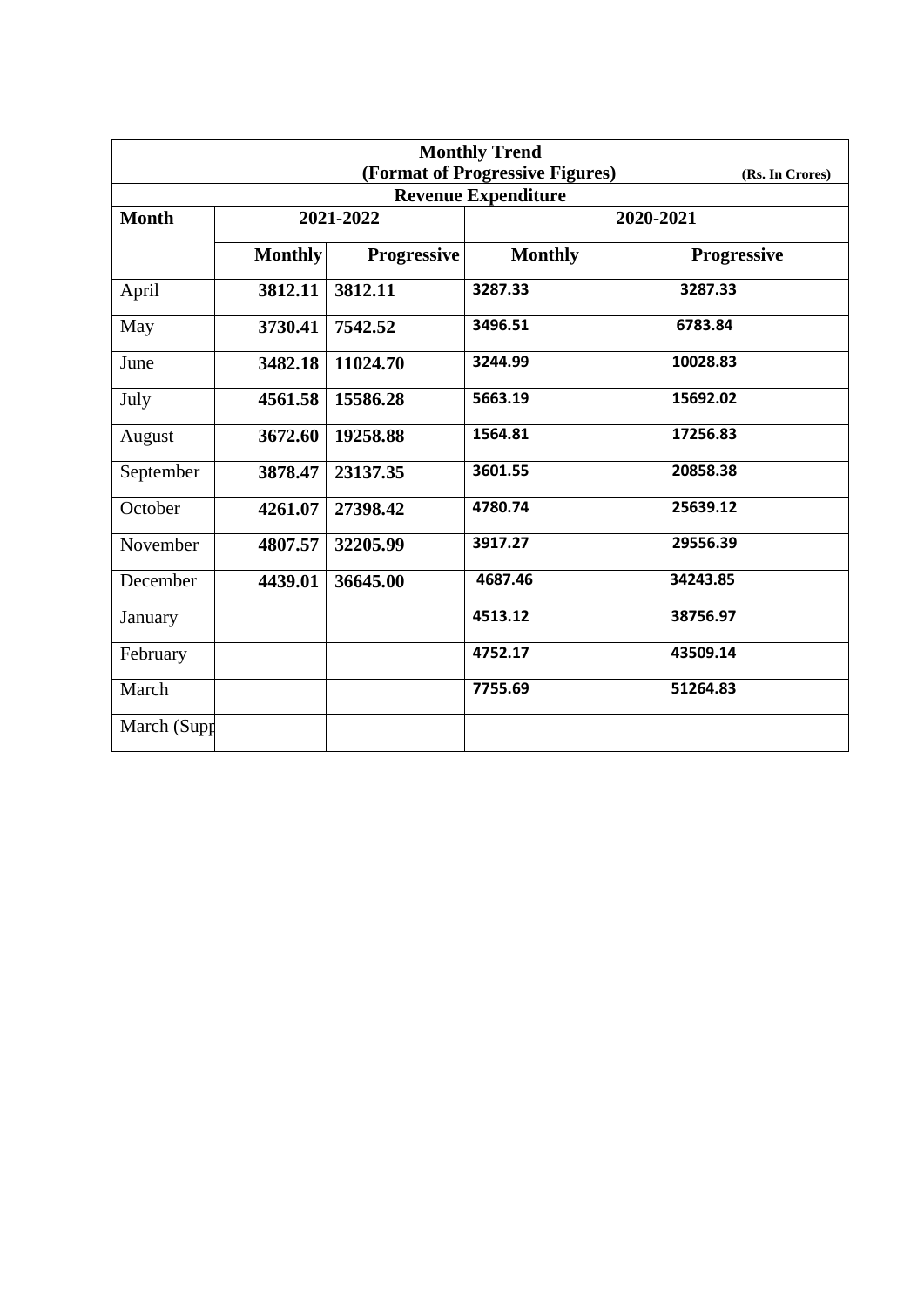| Monthly Trend (Format of Progressive Figures) (Rs. In Crores) | | | | |
|---|---|---|---|---|
| **Revenue Expenditure** | | | | |
| **Month** | **2021-2022** | | **2020-2021** | |
| | **Monthly** | **Progressive** | **Monthly** | **Progressive** |
| April | **3812.11** | **3812.11** | **3287.33** | **3287.33** |
| May | **3730.41** | **7542.52** | **3496.51** | **6783.84** |
| June | **3482.18** | **11024.70** | **3244.99** | **10028.83** |
| July | **4561.58** | **15586.28** | **5663.19** | **15692.02** |
| August | **3672.60** | **19258.88** | **1564.81** | **17256.83** |
| September | **3878.47** | **23137.35** | **3601.55** | **20858.38** |
| October | **4261.07** | **27398.42** | **4780.74** | **25639.12** |
| November | **4807.57** | **32205.99** | **3917.27** | **29556.39** |
| December | **4439.01** | **36645.00** | **4687.46** | **34243.85** |
| January | | | **4513.12** | **38756.97** |
| February | | | **4752.17** | **43509.14** |
| March | | | **7755.69** | **51264.83** |
| March (Supp | | | | |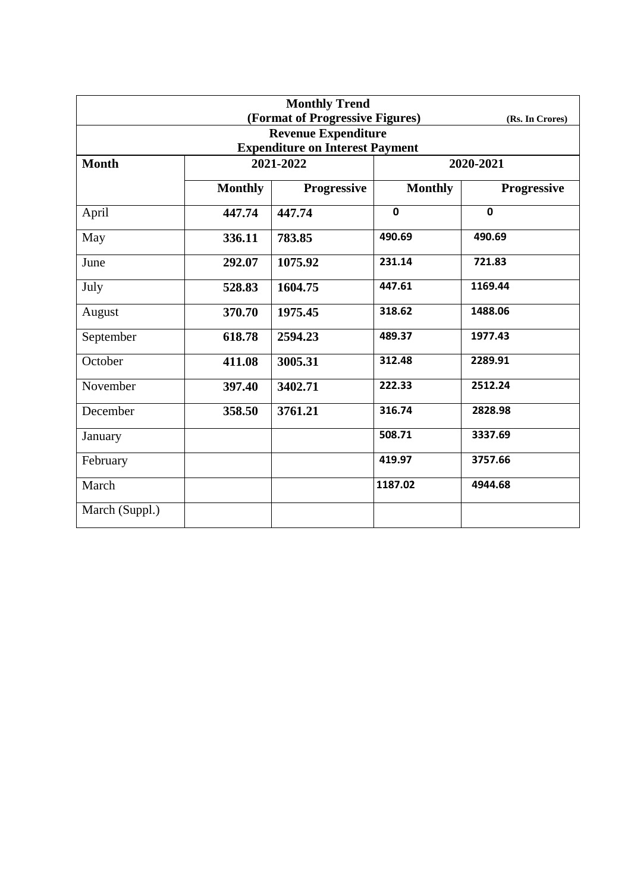**Monthly Trend**
**(Format of Progressive Figures)** **(Rs. In Crores)**

**Revenue Expenditure**
**Expenditure on Interest Payment**

| Month | 2021-2022 | | 2020-2021 | |
|---|---|---|---|---|
| | Monthly | Progressive | Monthly | Progressive |
| April | 447.74 | 447.74 | 0 | 0 |
| May | 336.11 | 783.85 | 490.69 | 490.69 |
| June | 292.07 | 1075.92 | 231.14 | 721.83 |
| July | 528.83 | 1604.75 | 447.61 | 1169.44 |
| August | 370.70 | 1975.45 | 318.62 | 1488.06 |
| September | 618.78 | 2594.23 | 489.37 | 1977.43 |
| October | 411.08 | 3005.31 | 312.48 | 2289.91 |
| November | 397.40 | 3402.71 | 222.33 | 2512.24 |
| December | 358.50 | 3761.21 | 316.74 | 2828.98 |
| January | | | 508.71 | 3337.69 |
| February | | | 419.97 | 3757.66 |
| March | | | 1187.02 | 4944.68 |
| March (Suppl.) | | | | |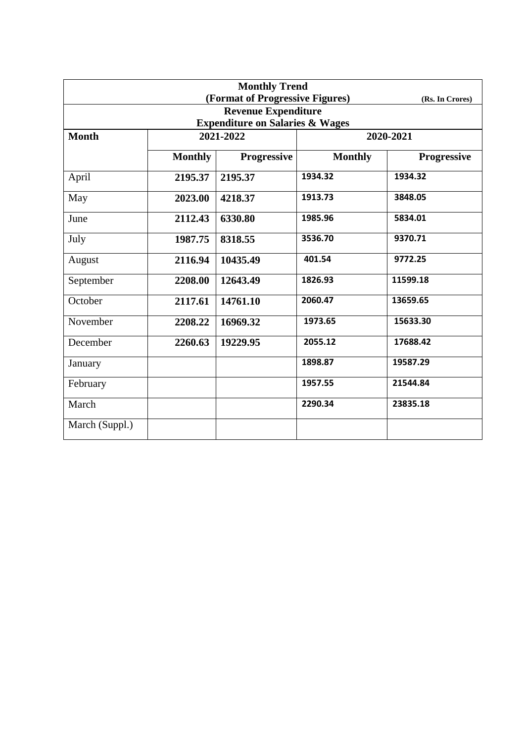| Monthly Trend (Format of Progressive Figures) (Rs. In Crores) | | | | |
|---|---|---|---|---|
| **Revenue Expenditure Expenditure on Salaries & Wages** | | | | |
| **Month** | **2021-2022** | | **2020-2021** | |
| | **Monthly** | **Progressive** | **Monthly** | **Progressive** |
| April | **2195.37** | **2195.37** | **1934.32** | **1934.32** |
| May | **2023.00** | **4218.37** | **1913.73** | **3848.05** |
| June | **2112.43** | **6330.80** | **1985.96** | **5834.01** |
| July | **1987.75** | **8318.55** | **3536.70** | **9370.71** |
| August | **2116.94** | **10435.49** | **401.54** | **9772.25** |
| September | **2208.00** | **12643.49** | **1826.93** | **11599.18** |
| October | **2117.61** | **14761.10** | **2060.47** | **13659.65** |
| November | **2208.22** | **16969.32** | **1973.65** | **15633.30** |
| December | **2260.63** | **19229.95** | **2055.12** | **17688.42** |
| January | | | **1898.87** | **19587.29** |
| February | | | **1957.55** | **21544.84** |
| March | | | **2290.34** | **23835.18** |
| March (Suppl.) | | | | |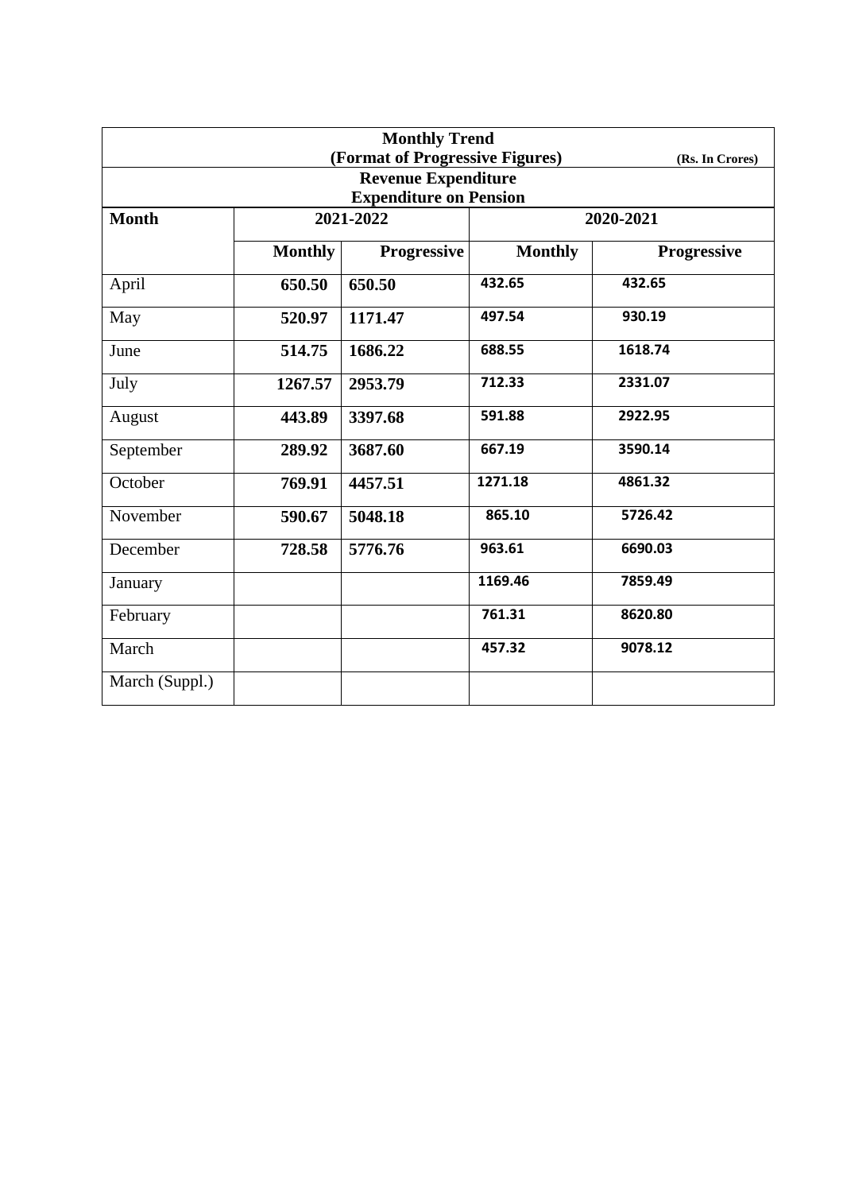**Monthly Trend**

**(Format of Progressive Figures)** **(Rs. In Crores)**

**Revenue Expenditure**

**Expenditure on Pension**

| Month | 2021-2022 | | 2020-2021 | |
|---|---|---|---|---|
| | Monthly | Progressive | Monthly | Progressive |
| April | 650.50 | 650.50 | 432.65 | 432.65 |
| May | 520.97 | 1171.47 | 497.54 | 930.19 |
| June | 514.75 | 1686.22 | 688.55 | 1618.74 |
| July | 1267.57 | 2953.79 | 712.33 | 2331.07 |
| August | 443.89 | 3397.68 | 591.88 | 2922.95 |
| September | 289.92 | 3687.60 | 667.19 | 3590.14 |
| October | 769.91 | 4457.51 | 1271.18 | 4861.32 |
| November | 590.67 | 5048.18 | 865.10 | 5726.42 |
| December | 728.58 | 5776.76 | 963.61 | 6690.03 |
| January | | | 1169.46 | 7859.49 |
| February | | | 761.31 | 8620.80 |
| March | | | 457.32 | 9078.12 |
| March (Suppl.) | | | | |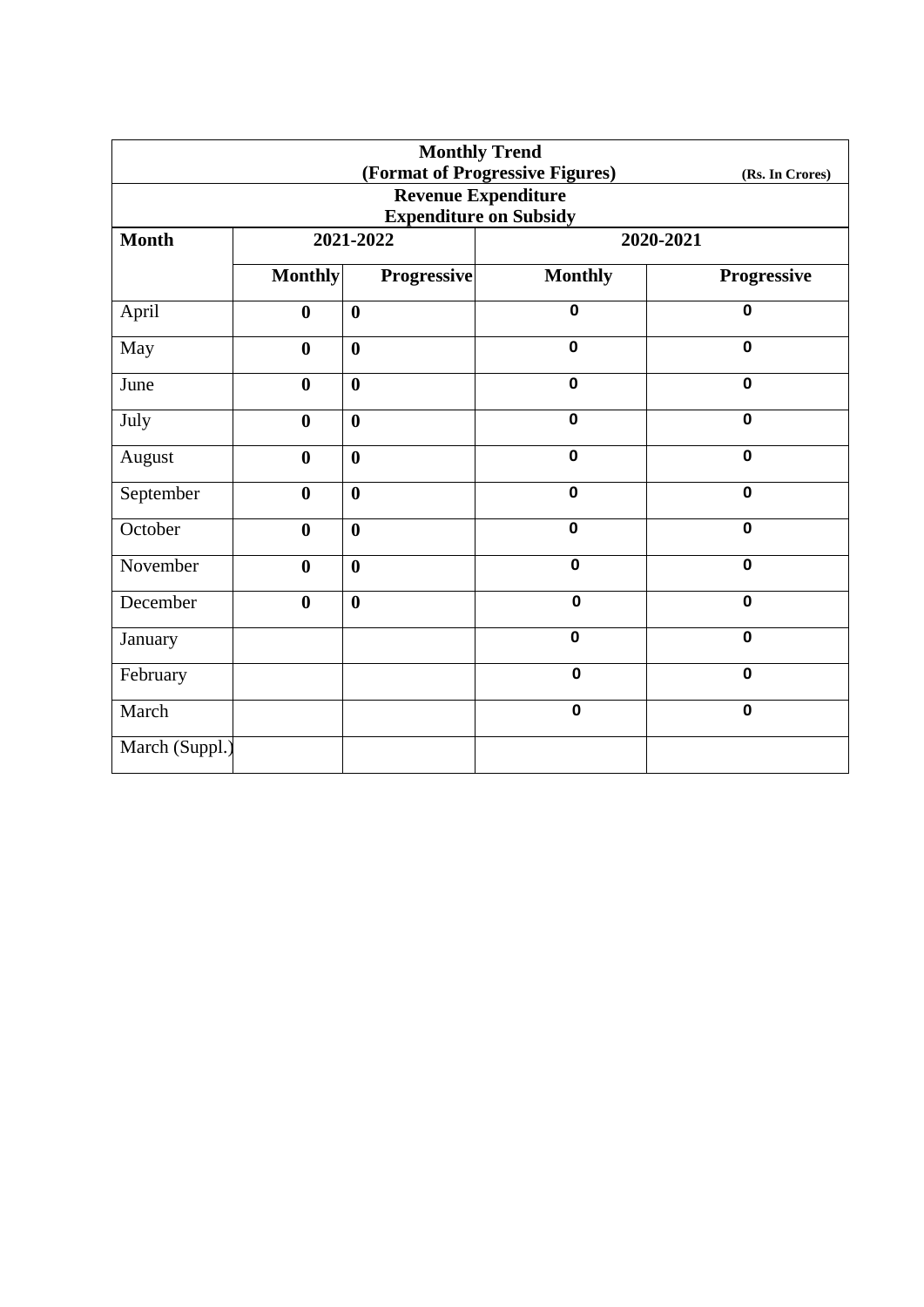| Monthly Trend (Format of Progressive Figures) (Rs. In Crores) | | | | |
|---|---|---|---|---|
| **Revenue Expenditure Expenditure on Subsidy** | | | | |
| **Month** | **2021-2022** | | **2020-2021** | |
| | **Monthly** | **Progressive** | **Monthly** | **Progressive** |
| April | **0** | **0** | **0** | **0** |
| May | **0** | **0** | **0** | **0** |
| June | **0** | **0** | **0** | **0** |
| July | **0** | **0** | **0** | **0** |
| August | **0** | **0** | **0** | **0** |
| September | **0** | **0** | **0** | **0** |
| October | **0** | **0** | **0** | **0** |
| November | **0** | **0** | **0** | **0** |
| December | **0** | **0** | **0** | **0** |
| January | | | **0** | **0** |
| February | | | **0** | **0** |
| March | | | **0** | **0** |
| March (Suppl.) | | | | |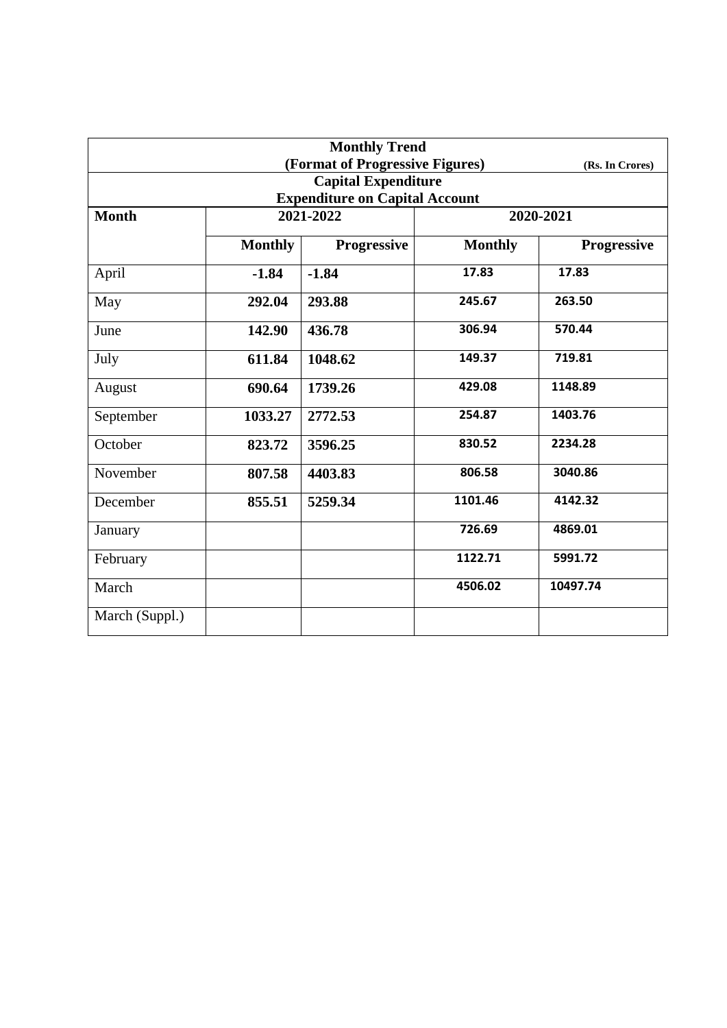| Monthly Trend<br>(Format of Progressive Figures) (Rs. In Crores)<br>Capital Expenditure<br>Expenditure on Capital Account | | | | |
|---|---|---|---|---|
| **Month** | **2021-2022** | | **2020-2021** | |
| | **Monthly** | **Progressive** | **Monthly** | **Progressive** |
| April | **-1.84** | **-1.84** | **17.83** | **17.83** |
| May | **292.04** | **293.88** | **245.67** | **263.50** |
| June | **142.90** | **436.78** | **306.94** | **570.44** |
| July | **611.84** | **1048.62** | **149.37** | **719.81** |
| August | **690.64** | **1739.26** | **429.08** | **1148.89** |
| September | **1033.27** | **2772.53** | **254.87** | **1403.76** |
| October | **823.72** | **3596.25** | **830.52** | **2234.28** |
| November | **807.58** | **4403.83** | **806.58** | **3040.86** |
| December | **855.51** | **5259.34** | **1101.46** | **4142.32** |
| January | | | **726.69** | **4869.01** |
| February | | | **1122.71** | **5991.72** |
| March | | | **4506.02** | **10497.74** |
| March (Suppl.) | | | | |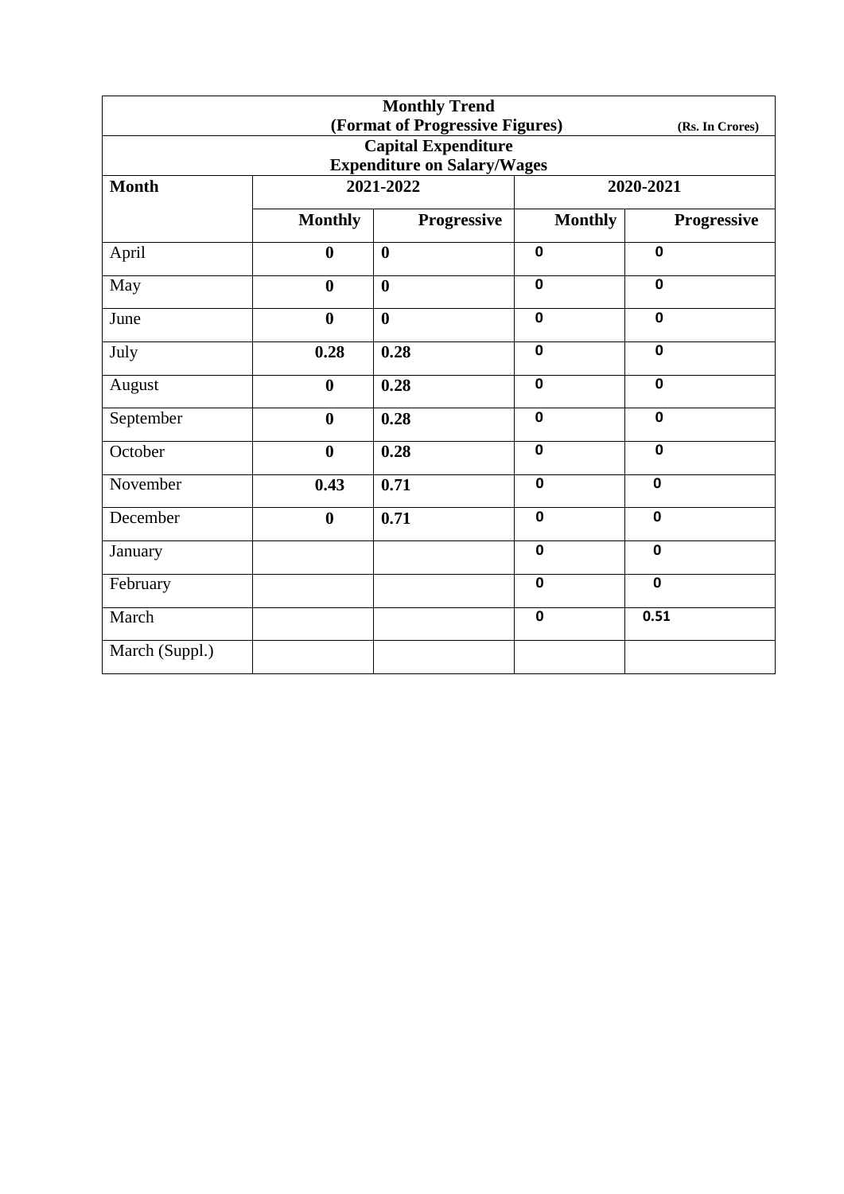| Monthly Trend (Format of Progressive Figures) (Rs. In Crores) | | | | |
|---|---|---|---|---|
| **Capital Expenditure Expenditure on Salary/Wages** | | | | |
| **Month** | **2021-2022** | | **2020-2021** | |
| | **Monthly** | **Progressive** | **Monthly** | **Progressive** |
| April | **0** | **0** | **0** | **0** |
| May | **0** | **0** | **0** | **0** |
| June | **0** | **0** | **0** | **0** |
| July | **0.28** | **0.28** | **0** | **0** |
| August | **0** | **0.28** | **0** | **0** |
| September | **0** | **0.28** | **0** | **0** |
| October | **0** | **0.28** | **0** | **0** |
| November | **0.43** | **0.71** | **0** | **0** |
| December | **0** | **0.71** | **0** | **0** |
| January | | | **0** | **0** |
| February | | | **0** | **0** |
| March | | | **0** | **0.51** |
| March (Suppl.) | | | | |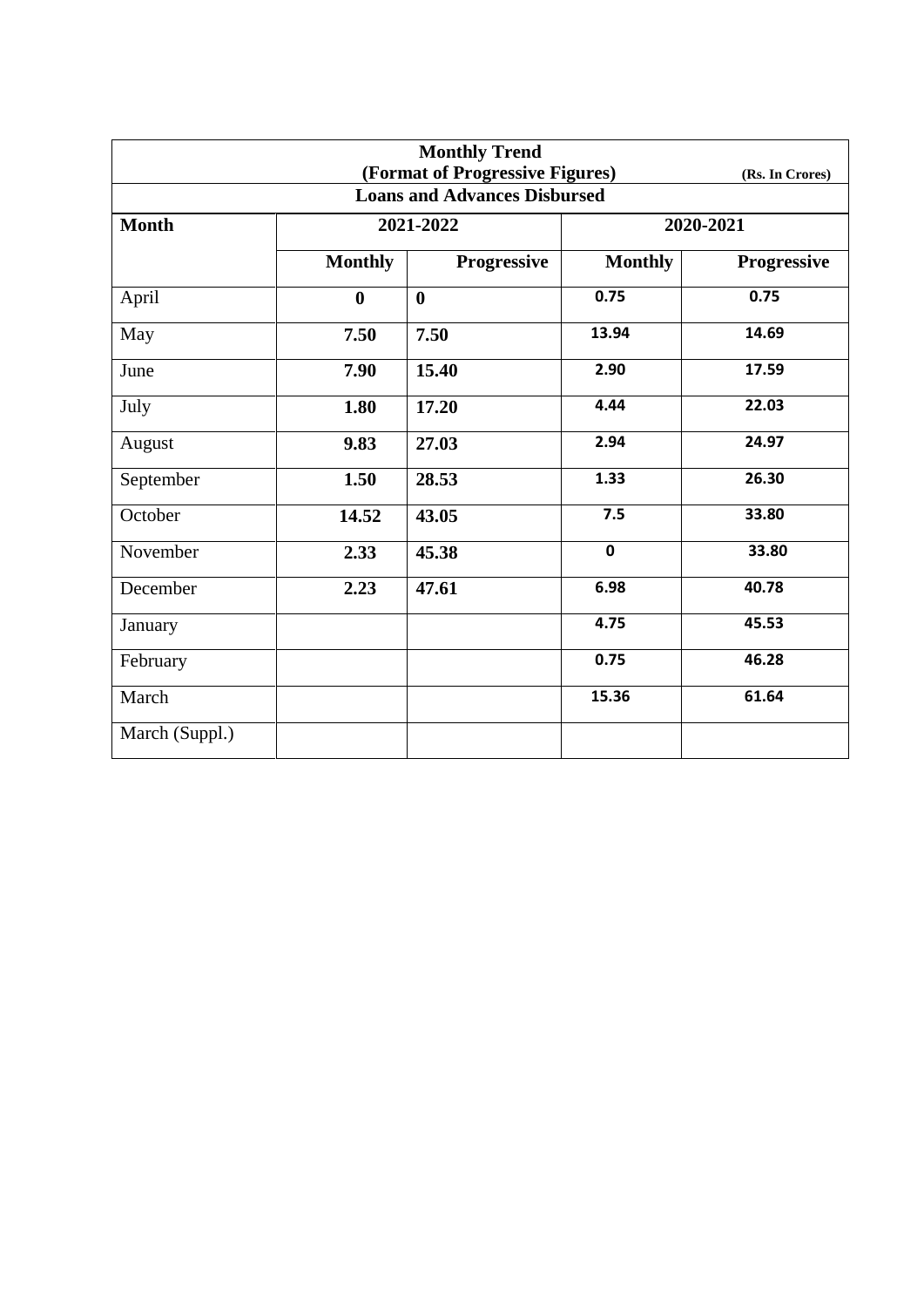| Monthly Trend<br>(Format of Progressive Figures) (Rs. In Crores)<br>Loans and Advances Disbursed | | | | |
|---|---|---|---|---|
| **Month** | **2021-2022** | | **2020-2021** | |
| | **Monthly** | **Progressive** | **Monthly** | **Progressive** |
| April | **0** | **0** | **0.75** | **0.75** |
| May | **7.50** | **7.50** | **13.94** | **14.69** |
| June | **7.90** | **15.40** | **2.90** | **17.59** |
| July | **1.80** | **17.20** | **4.44** | **22.03** |
| August | **9.83** | **27.03** | **2.94** | **24.97** |
| September | **1.50** | **28.53** | **1.33** | **26.30** |
| October | **14.52** | **43.05** | **7.5** | **33.80** |
| November | **2.33** | **45.38** | **0** | **33.80** |
| December | **2.23** | **47.61** | **6.98** | **40.78** |
| January | | | **4.75** | **45.53** |
| February | | | **0.75** | **46.28** |
| March | | | **15.36** | **61.64** |
| March (Suppl.) | | | | |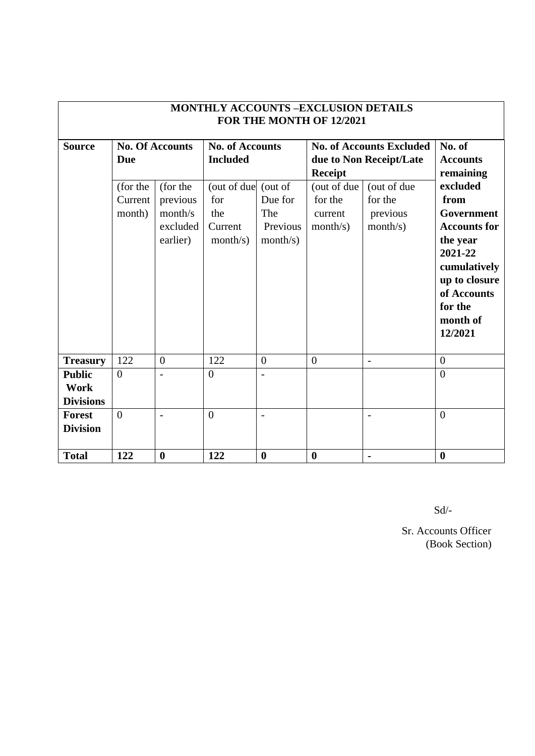**MONTHLY ACCOUNTS –EXCLUSION DETAILS**
**FOR THE MONTH OF 12/2021**

| Source | No. Of Accounts Due | | No. of Accounts Included | | No. of Accounts Excluded due to Non Receipt/Late Receipt | | No. of Accounts remaining excluded from Government Accounts for the year 2021-22 cumulatively up to closure of Accounts for the month of 12/2021 |
|---|---|---|---|---|---|---|---|
| | (for the Current month) | (for the previous month/s excluded earlier) | (out of due for the Current month/s) | (out of Due for The Previous month/s) | (out of due for the current month/s) | (out of due for the previous month/s) | |
| **Treasury** | 122 | 0 | 122 | 0 | 0 | - | 0 |
| **Public Work Divisions** | 0 | - | 0 | - | | | 0 |
| **Forest Division** | 0 | - | 0 | - | | - | 0 |
| **Total** | **122** | **0** | **122** | **0** | **0** | **-** | **0** |

Sd/-

Sr. Accounts Officer
(Book Section)